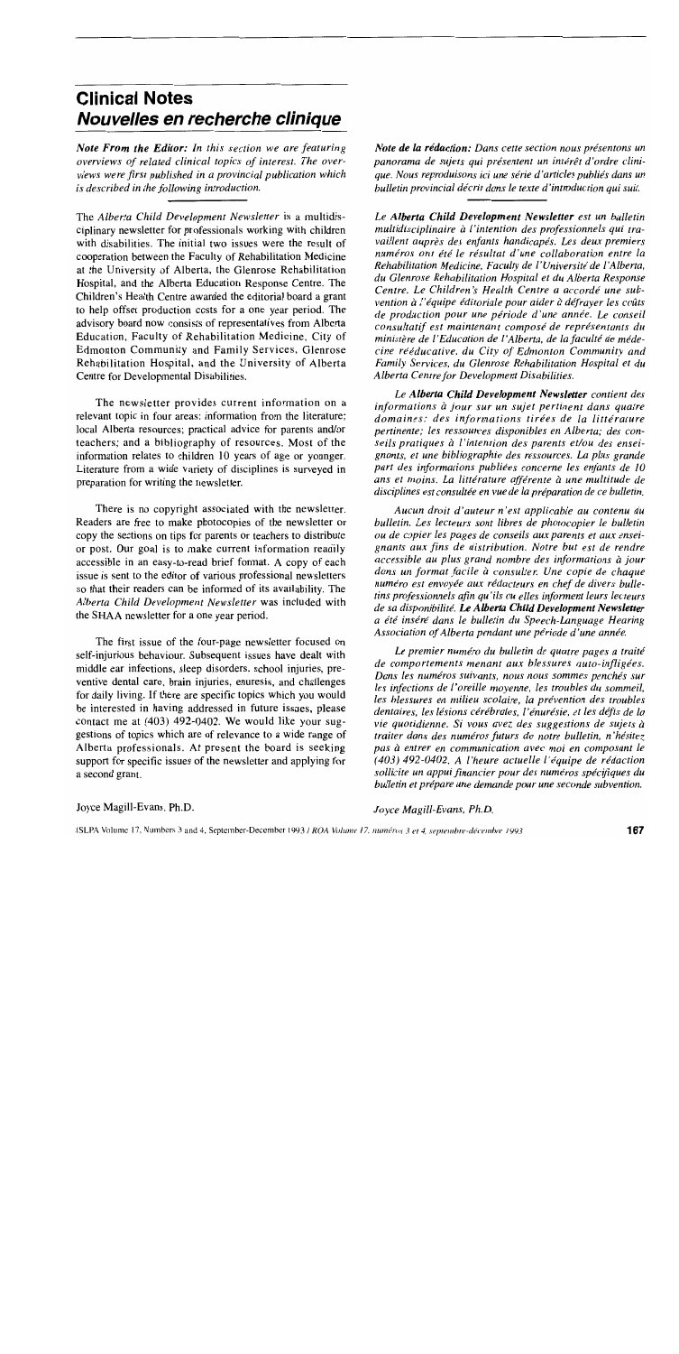# Clinical Notes
# *Nouvelles en recherche clinique*

***Note From the Editor:*** *In this section we are featuring overviews of related clinical topics of interest. The overviews were first published in a provincial publication which is described in the following introduction.*

The *Alberta Child Development Newsletter* is a multidisciplinary newsletter for professionals working with children with disabilities. The initial two issues were the result of cooperation between the Faculty of Rehabilitation Medicine at the University of Alberta, the Glenrose Rehabilitation Hospital, and the Alberta Education Response Centre. The Children's Health Centre awarded the editorial board a grant to help offset production costs for a one year period. The advisory board now consists of representatives from Alberta Education, Faculty of Rehabilitation Medicine, City of Edmonton Community and Family Services, Glenrose Rehabilitation Hospital, and the University of Alberta Centre for Developmental Disabilities.

The newsletter provides current information on a relevant topic in four areas: information from the literature; local Alberta resources; practical advice for parents and/or teachers; and a bibliography of resources. Most of the information relates to children 10 years of age or younger. Literature from a wide variety of disciplines is surveyed in preparation for writing the newsletter.

There is no copyright associated with the newsletter. Readers are free to make photocopies of the newsletter or copy the sections on tips for parents or teachers to distribute or post. Our goal is to make current information readily accessible in an easy-to-read brief format. A copy of each issue is sent to the editor of various professional newsletters so that their readers can be informed of its availability. The *Alberta Child Development Newsletter* was included with the SHAA newsletter for a one year period.

The first issue of the four-page newsletter focused on self-injurious behaviour. Subsequent issues have dealt with middle ear infections, sleep disorders, school injuries, preventive dental care, brain injuries, enuresis, and challenges for daily living. If there are specific topics which you would be interested in having addressed in future issues, please contact me at (403) 492-0402. We would like your suggestions of topics which are of relevance to a wide range of Alberta professionals. At present the board is seeking support for specific issues of the newsletter and applying for a second grant.

Joyce Magill-Evans, Ph.D.

***Note de la rédaction:*** *Dans cette section nous présentons un panorama de sujets qui présentent un intérêt d'ordre clinique. Nous reproduisons ici une série d'articles publiés dans un bulletin provincial décrit dans le texte d'introduction qui suit.*

*Le **Alberta Child Development Newsletter** est un bulletin multidisciplinaire à l'intention des professionnels qui travaillent auprès des enfants handicapés. Les deux premiers numéros ont été le résultat d'une collaboration entre la Rehabilitation Medicine, Faculty de l'Université de l'Alberta, du Glenrose Rehabilitation Hospital et du Alberta Response Centre. Le Children's Health Centre a accordé une subvention à l'équipe éditoriale pour aider à défrayer les coûts de production pour une période d'une année. Le conseil consultatif est maintenant composé de représentants du ministère de l'Education de l'Alberta, de la faculté de médecine rééducative, du City of Edmonton Community and Family Services, du Glenrose Rehabilitation Hospital et du Alberta Centre for Development Disabilities.*

*Le **Alberta Child Development Newsletter** contient des informations à jour sur un sujet pertinent dans quatre domaines: des informations tirées de la littérature pertinente; les ressources disponibles en Alberta; des conseils pratiques à l'intention des parents et/ou des enseignants, et une bibliographie des ressources. La plus grande part des informations publiées concerne les enfants de 10 ans et moins. La littérature afférente à une multitude de disciplines est consultée en vue de la préparation de ce bulletin.*

*Aucun droit d'auteur n'est applicable au contenu du bulletin. Les lecteurs sont libres de photocopier le bulletin ou de copier les pages de conseils aux parents et aux enseignants aux fins de distribution. Notre but est de rendre accessible au plus grand nombre des informations à jour dans un format facile à consulter. Une copie de chaque numéro est envoyée aux rédacteurs en chef de divers bulletins professionnels afin qu'ils ou elles informent leurs lecteurs de sa disponibilité. **Le Alberta Child Development Newsletter** a été inséré dans le bulletin du Speech-Language Hearing Association of Alberta pendant une période d'une année.*

*Le premier numéro du bulletin de quatre pages a traité de comportements menant aux blessures auto-infligées. Dans les numéros suivants, nous nous sommes penchés sur les infections de l'oreille moyenne, les troubles du sommeil, les blessures en milieu scolaire, la prévention des troubles dentaires, les lésions cérébrales, l'énurésie, et les défis de la vie quotidienne. Si vous avez des suggestions de sujets à traiter dans des numéros futurs de notre bulletin, n'hésitez pas à entrer en communication avec moi en composant le (403) 492-0402. A l'heure actuelle l'équipe de rédaction sollicite un appui financier pour des numéros spécifiques du bulletin et prépare une demande pour une seconde subvention.*

*Joyce Magill-Evans, Ph.D.*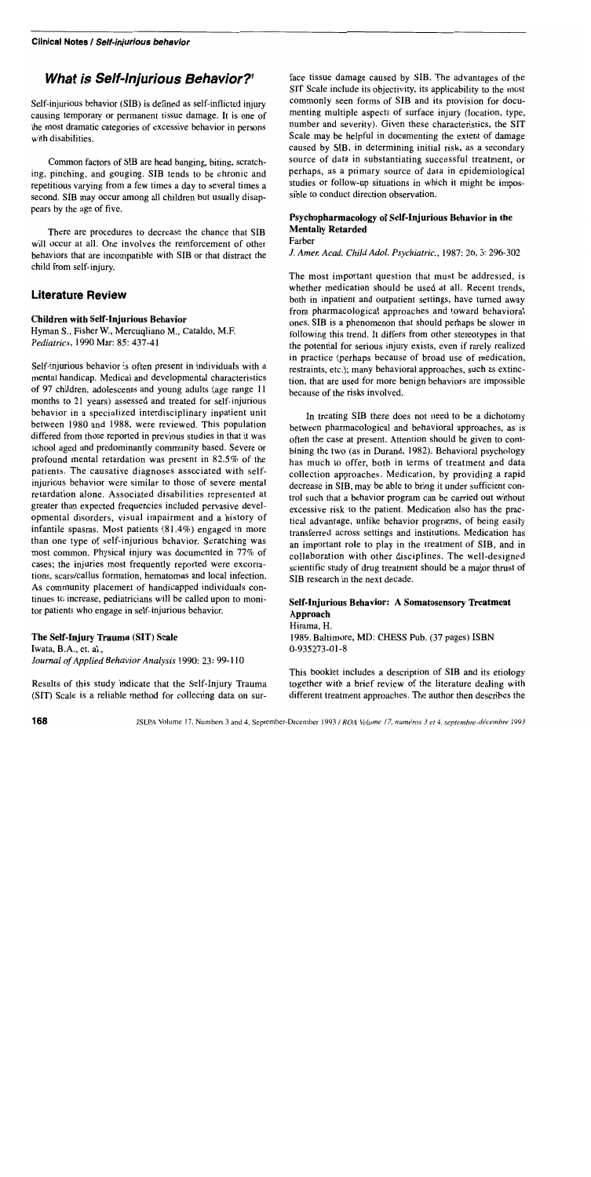## *What is Self-Injurious Behavior?*[1]

Self-injurious behavior (SIB) is defined as self-inflicted injury causing temporary or permanent tissue damage. It is one of the most dramatic categories of excessive behavior in persons with disabilities.

Common factors of SIB are head banging, biting, scratching, pinching, and gouging. SIB tends to be chronic and repetitious varying from a few times a day to several times a second. SIB may occur among all children but usually disappears by the age of five.

There are procedures to decrease the chance that SIB will occur at all. One involves the reinforcement of other behaviors that are incompatible with SIB or that distract the child from self-injury.

## Literature Review

### Children with Self-Injurious Behavior

Hyman S., Fisher W., Mercugliano M., Cataldo, M.F.
*Pediatrics*, 1990 Mar: 85: 437-41

Self-injurious behavior is often present in individuals with a mental handicap. Medical and developmental characteristics of 97 children, adolescents and young adults (age range 11 months to 21 years) assessed and treated for self-injurious behavior in a specialized interdisciplinary inpatient unit between 1980 and 1988, were reviewed. This population differed from those reported in previous studies in that it was school aged and predominantly community based. Severe or profound mental retardation was present in 82.5% of the patients. The causative diagnoses associated with self-injurious behavior were similar to those of severe mental retardation alone. Associated disabilities represented at greater than expected frequencies included pervasive developmental disorders, visual impairment and a history of infantile spasms. Most patients (81.4%) engaged in more than one type of self-injurious behavior. Scratching was most common. Physical injury was documented in 77% of cases; the injuries most frequently reported were excoriations, scars/callus formation, hematomas and local infection. As community placement of handicapped individuals continues to increase, pediatricians will be called upon to monitor patients who engage in self-injurious behavior.

### The Self-Injury Trauma (SIT) Scale

Iwata, B.A., et. al.,
*Journal of Applied Behavior Analysis* 1990: 23: 99-110

Results of this study indicate that the Self-Injury Trauma (SIT) Scale is a reliable method for collecting data on surface tissue damage caused by SIB. The advantages of the SIT Scale include its objectivity, its applicability to the most commonly seen forms of SIB and its provision for documenting multiple aspects of surface injury (location, type, number and severity). Given these characteristics, the SIT Scale may be helpful in documenting the extent of damage caused by SIB, in determining initial risk, as a secondary source of data in substantiating successful treatment, or perhaps, as a primary source of data in epidemiological studies or follow-up situations in which it might be impossible to conduct direction observation.

### Psychopharmacology of Self-Injurious Behavior in the Mentally Retarded

Farber
*J. Amer. Acad. Child Adol. Psychiatric.*, 1987: 26, 3: 296-302

The most important question that must be addressed, is whether medication should be used at all. Recent trends, both in inpatient and outpatient settings, have turned away from pharmacological approaches and toward behavioral ones. SIB is a phenomenon that should perhaps be slower in following this trend. It differs from other stereotypes in that the potential for serious injury exists, even if rarely realized in practice (perhaps because of broad use of medication, restraints, etc.); many behavioral approaches, such as extinction, that are used for more benign behaviors are impossible because of the risks involved.

In treating SIB there does not need to be a dichotomy between pharmacological and behavioral approaches, as is often the case at present. Attention should be given to combining the two (as in Durand, 1982). Behavioral psychology has much to offer, both in terms of treatment and data collection approaches. Medication, by providing a rapid decrease in SIB, may be able to bring it under sufficient control such that a behavior program can be carried out without excessive risk to the patient. Medication also has the practical advantage, unlike behavior programs, of being easily transferred across settings and institutions. Medication has an important role to play in the treatment of SIB, and in collaboration with other disciplines. The well-designed scientific study of drug treatment should be a major thrust of SIB research in the next decade.

### Self-Injurious Behavior: A Somatosensory Treatment Approach

Hirama, H.
1989. Baltimore, MD: CHESS Pub. (37 pages) ISBN 0-935273-01-8

This booklet includes a description of SIB and its etiology together with a brief review of the literature dealing with different treatment approaches. The author then describes the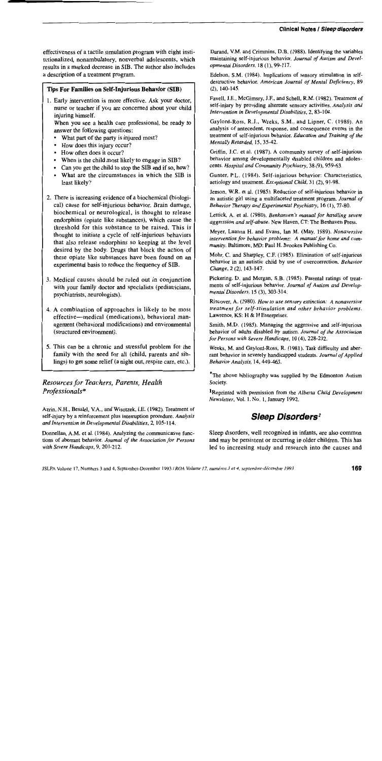effectiveness of a tactile simulation program with eight institutionalized, nonambulatory, nonverbal adolescents, which results in a marked decrease in SIB. The author also includes a description of a treatment program.

### Tips For Families on Self-Injurious Behavior (SIB)

1. Early intervention is more effective. Ask your doctor, nurse or teacher if you are concerned about your child injuring himself.

   When you see a health care professional, be ready to answer the following questions:
   - What part of the party is injured most?
   - How does this injury occur?
   - How often does it occur?
   - When is the child most likely to engage in SIB?
   - Can you get the child to stop the SIB and if so, how?
   - What are the circumstances in which the SIB is least likely?

2. There is increasing evidence of a biochemical (biological) cause for self-injurious behavior. Brain damage, biochemical or neurological, is thought to release endorphins (opiate like substances), which cause the threshold for this substance to be raised. This is thought to initiate a cycle of self-injurious behaviors that also release endorphins so keeping at the level desired by the body. Drugs that block the action of these opiate like substances have been found on an experimental basis to reduce the frequency of SIB.

3. Medical causes should be ruled out in conjunction with your family doctor and specialists (pediatricians, psychiatrists, neurologists).

4. A combination of approaches is likely to be most effective—medical (medications), behavioral management (behavioral modifications) and environmental (structured environment).

5. This can be a chronic and stressful problem for the family with the need for all (child, parents and siblings) to get some relief (a night out, respite care, etc.).

## *Resources for Teachers, Parents, Health Professionals**

Azrin, N.H., Besalel, V.A., and Wisotzek, I.E. (1982). Treatment of self-injury by a reinforcement plus interruption procedure. *Analysis and Intervention in Developmental Disabilities*, 2, 105-114.

Donnellan, A.M. et al. (1984). Analyzing the communicative functions of aberrant behavior. *Journal of the Association for Persons with Severe Handicaps*, 9, 201-212.

Durand, V.M. and Crimmins, D.B. (1988). Identifying the variables maintaining self-injurious behavior. *Journal of Autism and Developmental Disorders*, 18 (1), 99-117.

Edelson, S.M. (1984). Implications of sensory stimulation in self-destructive behavior. *American Journal of Mental Deficiency*, 89 (2), 140-145.

Favell, J.E., McGimsey, J.F., and Schell, R.M. (1982). Treatment of self-injury by providing alternate sensory activities. *Analysis and Intervention in Developmental Disabilities*, 2, 83-104.

Gaylord-Ross, R.J., Weeks, S.M., and Lipner, C. (1980). An analysis of antecedent, response, and consequence events in the treatment of self-injurious behavior. *Education and Training of the Mentally Retarded*, 15, 35-42.

Griffin, J.C. et al. (1987). A community survey of self-injurious behavior among developmentally disabled children and adolescents. *Hospital and Community Psychiatry*, 38 (9), 959-63.

Gunter, P.L. (1984). Self-injurious behavior: Characteristics, aetiology and treatment. *Exceptional Child*, 31 (2), 91-98.

Jenson, W.R. et al. (1985). Reduction of self-injurious behavior in an autistic girl using a multifaceted treatment program. *Journal of Behavior Therapy and Experimental Psychiatry*, 16 (1), 77-80.

Lettick, A. et al. (1980). *Benhaven's manual for handling severe aggression and self-abuse*. New Haven, CT: The Benhaven Press.

Meyer, Luanna H. and Evans, Ian M. (May, 1989). *Nonaversive intervention for behavior problems: A manual for home and community*. Baltimore, MD: Paul H. Brookes Publishing Co.

Mohr, C. and Sharpley, C.F. (1985). Elimination of self-injurious behavior in an autistic child by use of overcorrection. *Behavior Change*, 2 (2), 143-147.

Pickering, D. and Morgan, S.B. (1985). Parental ratings of treatments of self-injurious behavior. *Journal of Autism and Developmental Disorders*, 15 (3), 303-314.

Rincover, A. (1980). *How to use sensory extinction: A nonaversive treatment for self-stimulation and other behavior problems*. Lawrence, KS: H & H Enterprises.

Smith, M.D. (1985). Managing the aggressive and self-injurious behavior of adults disabled by autism. *Journal of the Association for Persons with Severe Handicaps*, 10 (4), 228-232.

Weeks, M. and Gaylord-Ross, R. (1981). Task difficulty and aberrant behavior in severely handicapped students. *Journal of Applied Behavior Analysis*, 14, 449-463.

*The above bibliography was supplied by the Edmonton Autism Society.

[1]Reprinted with permission from the *Alberta Child Development Newsletter*, Vol. 1, No. 1, January 1992.

## Sleep Disorders[2]

Sleep disorders, well recognized in infants, are also common and may be persistent or recurring in older children. This has led to increasing study and research into the causes and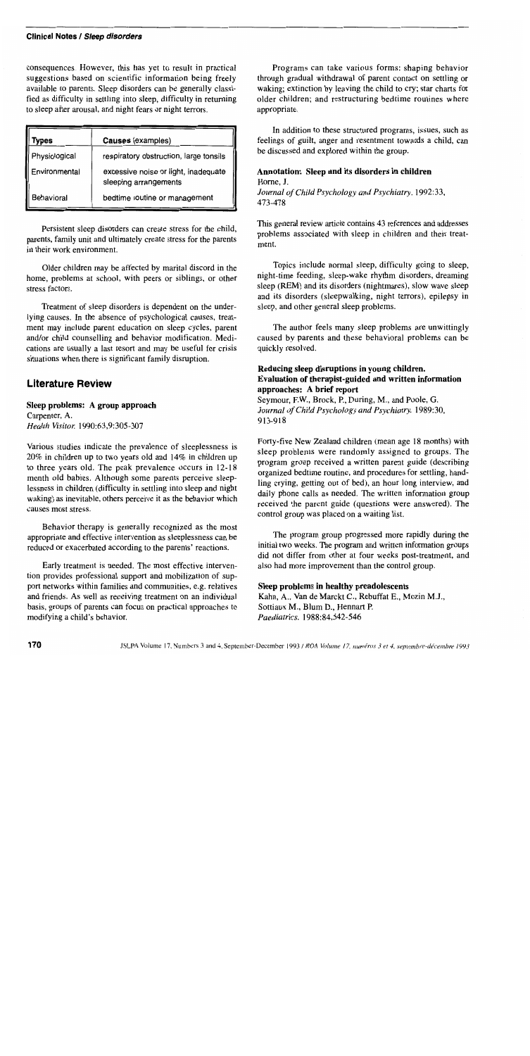consequences. However, this has yet to result in practical suggestions based on scientific information being freely available to parents. Sleep disorders can be generally classified as difficulty in settling into sleep, difficulty in returning to sleep after arousal, and night fears or night terrors.

| Types | Causes (examples) |
|---|---|
| Physiological | respiratory obstruction, large tonsils |
| Environmental | excessive noise or light, inadequate sleeping arrangements |
| Behavioral | bedtime routine or management |

Persistent sleep disorders can create stress for the child, parents, family unit and ultimately create stress for the parents in their work environment.

Older children may be affected by marital discord in the home, problems at school, with peers or siblings, or other stress factors.

Treatment of sleep disorders is dependent on the underlying causes. In the absence of psychological causes, treatment may include parent education on sleep cycles, parent and/or child counselling and behavior modification. Medications are usually a last resort and may be useful for crisis situations when there is significant family disruption.

## Literature Review

### Sleep problems: A group approach

Carpenter, A.
*Health Visitor.* 1990:63,9:305-307

Various studies indicate the prevalence of sleeplessness is 20% in children up to two years old and 14% in children up to three years old. The peak prevalence occurs in 12-18 month old babies. Although some parents perceive sleeplessness in children (difficulty in settling into sleep and night waking) as inevitable, others perceive it as the behavior which causes most stress.

Behavior therapy is generally recognized as the most appropriate and effective intervention as sleeplessness can be reduced or exacerbated according to the parents' reactions.

Early treatment is needed. The most effective intervention provides professional support and mobilization of support networks within families and communities, e.g. relatives and friends. As well as receiving treatment on an individual basis, groups of parents can focus on practical approaches to modifying a child's behavior.

Programs can take various forms: shaping behavior through gradual withdrawal of parent contact on settling or waking; extinction by leaving the child to cry; star charts for older children; and restructuring bedtime routines where appropriate.

In addition to these structured programs, issues, such as feelings of guilt, anger and resentment towards a child, can be discussed and explored within the group.

### Annotation: Sleep and its disorders in children

Horne, J.
*Journal of Child Psychology and Psychiatry.* 1992:33, 473-478

This general review article contains 43 references and addresses problems associated with sleep in children and their treatment.

Topics include normal sleep, difficulty going to sleep, night-time feeding, sleep-wake rhythm disorders, dreaming sleep (REM) and its disorders (nightmares), slow wave sleep and its disorders (sleepwalking, night terrors), epilepsy in sleep, and other general sleep problems.

The author feels many sleep problems are unwittingly caused by parents and these behavioral problems can be quickly resolved.

### Reducing sleep disruptions in young children. Evaluation of therapist-guided and written information approaches: A brief report

Seymour, F.W., Brock, P., During, M., and Poole, G.
*Journal of Child Psychology and Psychiatry.* 1989:30, 913-918

Forty-five New Zealand children (mean age 18 months) with sleep problems were randomly assigned to groups. The program group received a written parent guide (describing organized bedtime routine, and procedures for settling, handling crying, getting out of bed), an hour long interview, and daily phone calls as needed. The written information group received the parent guide (questions were answered). The control group was placed on a waiting list.

The program group progressed more rapidly during the initial two weeks. The program and written information groups did not differ from other at four weeks post-treatment, and also had more improvement than the control group.

### Sleep problems in healthy preadolescents

Kahn, A., Van de Marckt C., Rebuffat E., Mozin M.J., Sottiaux M., Blum D., Hennart P.
*Paediatrics.* 1988:84,542-546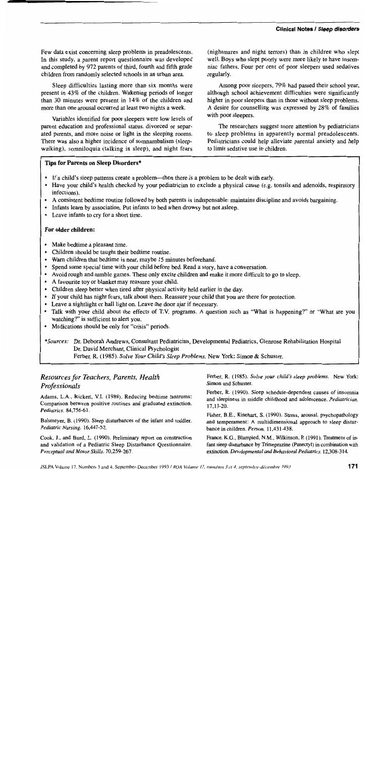Few data exist concerning sleep problems in preadolescents. In this study, a parent report questionnaire was developed and completed by 972 parents of third, fourth and fifth grade children from randomly selected schools in an urban area.

Sleep difficulties lasting more than six months were present in 43% of the children. Wakening periods of longer than 30 minutes were present in 14% of the children and more than one arousal occurred at least two nights a week.

Variables identified for poor sleepers were low levels of parent education and professional status, divorced or separated parents, and more noise or light in the sleeping rooms. There was also a higher incidence of somnambulism (sleepwalking), somniloquia (talking in sleep), and night fears (nightmares and night terrors) than in children who slept well. Boys who slept poorly were more likely to have insomniac fathers. Four per cent of poor sleepers used sedatives regularly.

Among poor sleepers, 79% had passed their school year, although school achievement difficulties were significantly higher in poor sleepers than in those without sleep problems. A desire for counselling was expressed by 28% of families with poor sleepers.

The researchers suggest more attention by pediatricians to sleep problems in apparently normal preadolescents. Pediatricians could help alleviate parental anxiety and help to limit sedative use in children.

### Tips for Parents on Sleep Disorders*

- If a child's sleep patterns create a problem—then there is a problem to be dealt with early.
- Have your child's health checked by your pediatrician to exclude a physical cause (e.g. tonsils and adenoids, respiratory infections).
- A consistent bedtime routine followed by both parents is indispensable: maintains discipline and avoids bargaining.
- Infants learn by association. Put infants to bed when drowsy but not asleep.
- Leave infants to cry for a short time.

#### For older children:

- Make bedtime a pleasant time.
- Children should be taught their bedtime routine.
- Warn children that bedtime is near, maybe 15 minutes beforehand.
- Spend some special time with your child before bed. Read a story, have a conversation.
- Avoid rough and tumble games. These only excite children and make it more difficult to go to sleep.
- A favourite toy or blanket may reassure your child.
- Children sleep better when tired after physical activity held earlier in the day.
- If your child has night fears, talk about them. Reassure your child that you are there for protection.
- Leave a nightlight or hall light on. Leave the door ajar if necessary.
- Talk with your child about the effects of T.V. programs. A question such as "What is happening?" or "What are you watching?" is sufficient to alert you.
- Medications should be only for "crisis" periods.

*Sources: Dr. Deborah Andrews, Consultant Pediatrician, Developmental Pediatrics, Glenrose Rehabilitation Hospital
Dr. David Merchant, Clinical Psychologist
Ferber, R. (1985). *Solve Your Child's Sleep Problems*. New York: Simon & Schuster.

## *Resources for Teachers, Parents, Health Professionals*

Adams, L.A., Rickert, V.I. (1989). Reducing bedtime tantrums: Comparison between positive routines and graduated extinction. *Pediatrics*. 84,756-61.

Balsmeyer, B. (1990). Sleep disturbances of the infant and toddler. *Pediatric Nursing*. 16,447-52.

Cook, J., and Burd, L. (1990). Preliminary report on construction and validation of a Pediatric Sleep Distarbance Questionnaire. *Perceptual and Motor Skills*. 70,259-267.

Ferber, R. (1985). *Solve your child's sleep problems*. New York: Simon and Schuster.

Ferber, R. (1990). Sleep schedule-dependent causes of insomnia and sleepiness in middle childhood and adolescence. *Pediatrician*. 17,13-20.

Fisher, B.E., Rinehart, S. (1990). Stress, arousal, psychopathology and temperament: A multidimensional approach to sleep disturbance in children. *Person*. 11,431-438.

France, K.G., Blampied, N.M., Wilkinson, P. (1991). Treatment of infant sleep disturbance by Trimeprazine (Panectyl) in combination with extinction. *Developmental and Behavioral Pediatrics*. 12,308-314.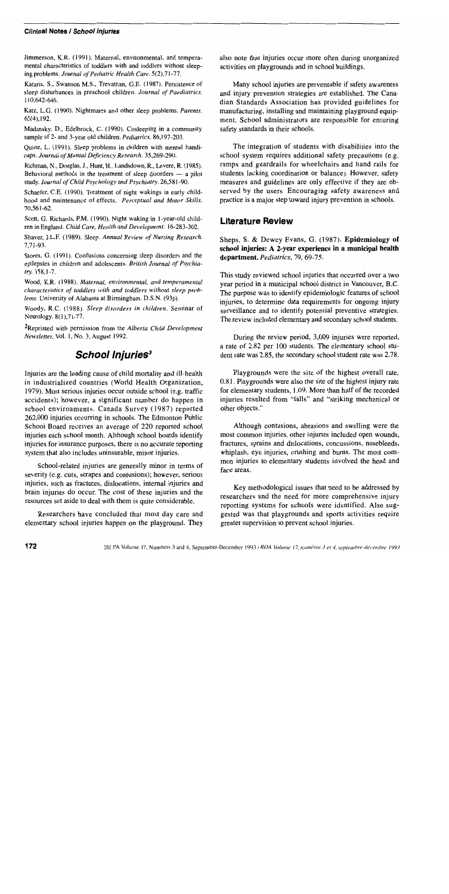Jimmerson, K.R. (1991). Maternal, environmental, and temperamental characteristics of toddlers with and toddlers without sleeping problems. *Journal of Pediatric Health Care*. 5(2),71-77.

Kataria, S., Swanson M.S., Trevathan, G.E. (1987). Persistence of sleep disturbances in preschool children. *Journal of Paediatrics*. 110,642-646.

Katz, L.G. (1990). Nightmares and other sleep problems. *Parents*. 65(4),192.

Madansky, D., Edelbrock, C. (1990). Cosleeping in a community sample of 2- and 3-year old children. *Pediatrics*. 86,197-203.

Quine, L. (1991). Sleep problems in children with mental handicaps. *Journal of Mental Deficiency Research*. 35,269-290.

Richman, N., Douglas, J., Hunt, H., Landsdown, R., Levere, R. (1985). Behavioral methods in the treatment of sleep disorders — a pilot study. *Journal of Child Psychology and Psychiatry*. 26,581-90.

Schaefer, C.E. (1990). Treatment of night wakings in early childhood and maintenance of effects. *Perceptual and Motor Skills*. 70,561-62.

Scott, G. Richards, P.M. (1990). Night waking in 1-year-old children in England. *Child Care, Health and Development*. 16-283-302.

Shaver, J.L.F. (1989). Sleep. *Annual Review of Nursing Research*. 7,71-93.

Stores, G. (1991). Confusions concerning sleep disorders and the epilepsies in children and adolescents. *British Journal of Psychiatry*. 158,1-7.

Wood, K.R. (1988). *Maternal, environmental, and temperamental characteristics of toddlers with and toddlers without sleep problems*. University of Alabama at Birmingham. D.S.N. (93p).

Woody, R.C. (1988). *Sleep disorders in children*. Seminar of Neurology. 8(1),71-77.

[2]Reprinted with permission from the *Alberta Child Development Newsletter*, Vol. 1, No. 3, August 1992.

## School Injuries[3]

Injuries are the leading cause of child mortality and ill-health in industrialized countries (World Health Organization, 1979). Most serious injuries occur outside school (e.g. traffic accidents); however, a significant number do happen in school environments. Canada Survey (1987) reported 262,000 injuries occurring in schools. The Edmonton Public School Board receives an average of 220 reported school injuries each school month. Although school boards identify injuries for insurance purposes, there is no accurate reporting system that also includes uninsurable, minor injuries.

School-related injuries are generally minor in terms of severity (e.g. cuts, scrapes and contusions); however, serious injuries, such as fractures, dislocations, internal injuries and brain injuries do occur. The cost of these injuries and the resources set aside to deal with them is quite considerable.

Researchers have concluded that most day care and elementary school injuries happen on the playground. They also note that injuries occur more often during unorganized activities on playgrounds and in school buildings.

Many school injuries are preventable if safety awareness and injury prevention strategies are established. The Canadian Standards Association has provided guidelines for manufacturing, installing and maintaining playground equipment. School administrators are responsible for ensuring safety standards in their schools.

The integration of students with disabilities into the school system requires additional safety precautions (e.g. ramps and guardrails for wheelchairs and hand rails for students lacking coordination or balance). However, safety measures and guidelines are only effective if they are observed by the users. Encouraging safety awareness and practice is a major step toward injury prevention in schools.

### Literature Review

Sheps, S. & Dewey Evans, G. (1987). **Epidemiology of school injuries: A 2-year experience in a municipal health department.** *Pediatrics*, 79, 69-75.

This study reviewed school injuries that occurred over a two year period in a municipal school district in Vancouver, B.C. The purpose was to identify epidemiologic features of school injuries, to determine data requirements for ongoing injury surveillance and to identify potential preventive strategies. The review included elementary and secondary school students.

During the review period, 3,009 injuries were reported, a rate of 2.82 per 100 students. The elementary school student rate was 2.85, the secondary school student rate was 2.78.

Playgrounds were the site of the highest overall rate, 0.81. Playgrounds were also the site of the highest injury rate for elementary students, 1.09. More than half of the recorded injuries resulted from "falls" and "striking mechanical or other objects."

Although contusions, abrasions and swelling were the most common injuries, other injuries included open wounds, fractures, sprains and dislocations, concussions, nosebleeds, whiplash, eye injuries, crushing and burns. The most common injuries to elementary students involved the head and face areas.

Key methodological issues that need to be addressed by researchers and the need for more comprehensive injury reporting systems for schools were identified. Also suggested was that playgrounds and sports activities require greater supervision to prevent school injuries.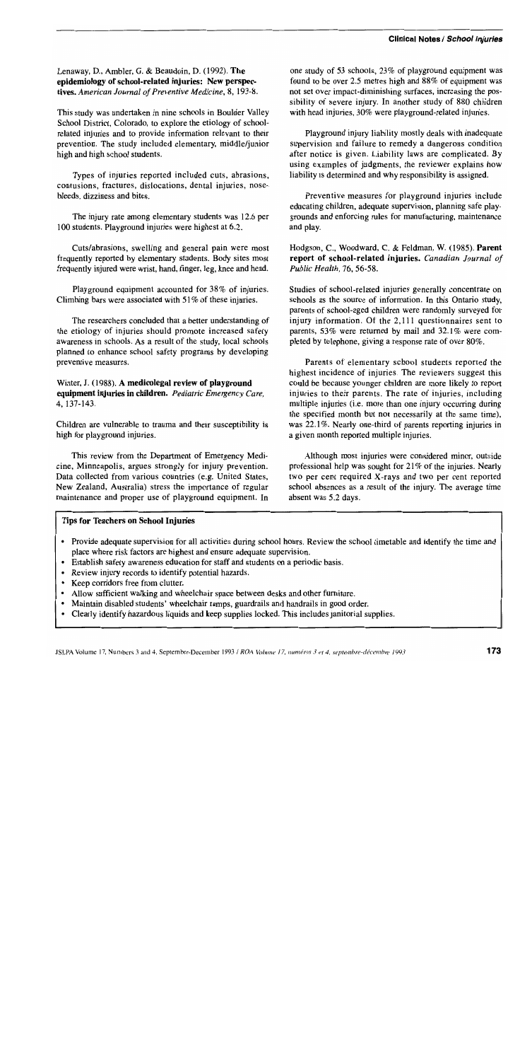Lenaway, D., Ambler, G. & Beaudoin, D. (1992). **The epidemiology of school-related injuries: New perspectives.** *American Journal of Preventive Medicine*, 8, 193-8.

This study was undertaken in nine schools in Boulder Valley School District, Colorado, to explore the etiology of school-related injuries and to provide information relevant to their prevention. The study included elementary, middle/junior high and high school students.

Types of injuries reported included cuts, abrasions, contusions, fractures, dislocations, dental injuries, nose-bleeds, dizziness and bites.

The injury rate among elementary students was 12.6 per 100 students. Playground injuries were highest at 6.2.

Cuts/abrasions, swelling and general pain were most frequently reported by elementary students. Body sites most frequently injured were wrist, hand, finger, leg, knee and head.

Playground equipment accounted for 38% of injuries. Climbing bars were associated with 51% of these injuries.

The researchers concluded that a better understanding of the etiology of injuries should promote increased safety awareness in schools. As a result of the study, local schools planned to enhance school safety programs by developing preventive measures.

Winter, J. (1988). **A medicolegal review of playground equipment injuries in children.** *Pediatric Emergency Care*, 4, 137-143.

Children are vulnerable to trauma and their susceptibility is high for playground injuries.

This review from the Department of Emergency Medicine, Minneapolis, argues strongly for injury prevention. Data collected from various countries (e.g. United States, New Zealand, Australia) stress the importance of regular maintenance and proper use of playground equipment. In one study of 53 schools, 23% of playground equipment was found to be over 2.5 metres high and 88% of equipment was not set over impact-diminishing surfaces, increasing the possibility of severe injury. In another study of 880 children with head injuries, 30% were playground-related injuries.

Playground injury liability mostly deals with inadequate supervision and failure to remedy a dangerous condition after notice is given. Liability laws are complicated. By using examples of judgments, the reviewer explains how liability is determined and why responsibility is assigned.

Preventive measures for playground injuries include educating children, adequate supervision, planning safe playgrounds and enforcing rules for manufacturing, maintenance and play.

Hodgson, C., Woodward, C. & Feldman, W. (1985). **Parent report of school-related injuries.** *Canadian Journal of Public Health*, 76, 56-58.

Studies of school-related injuries generally concentrate on schools as the source of information. In this Ontario study, parents of school-aged children were randomly surveyed for injury information. Of the 2,111 questionnaires sent to parents, 53% were returned by mail and 32.1% were completed by telephone, giving a response rate of over 80%.

Parents of elementary school students reported the highest incidence of injuries. The reviewers suggest this could be because younger children are more likely to report injuries to their parents. The rate of injuries, including multiple injuries (i.e. more than one injury occurring during the specified month but not necessarily at the same time), was 22.1%. Nearly one-third of parents reporting injuries in a given month reported multiple injuries.

Although most injuries were considered minor, outside professional help was sought for 21% of the injuries. Nearly two per cent required X-rays and two per cent reported school absences as a result of the injury. The average time absent was 5.2 days.

**Tips for Teachers on School Injuries**

- Provide adequate supervision for all activities during school hours. Review the school timetable and identify the time and place where risk factors are highest and ensure adequate supervision.
- Establish safety awareness education for staff and students on a periodic basis.
- Review injury records to identify potential hazards.
- Keep corridors free from clutter.
- Allow sufficient walking and wheelchair space between desks and other furniture.
- Maintain disabled students' wheelchair ramps, guardrails and handrails in good order.
- Clearly identify hazardous liquids and keep supplies locked. This includes janitorial supplies.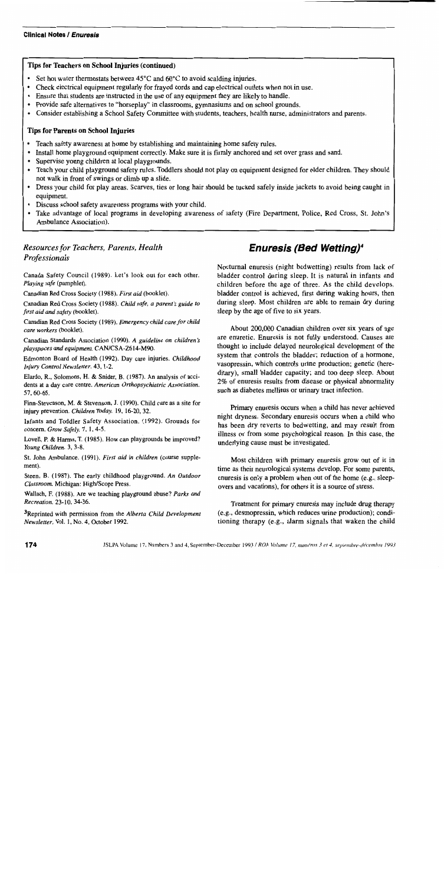### Tips for Teachers on School Injuries (continued)

- Set hot water thermostats between 45°C and 60°C to avoid scalding injuries.
- Check electrical equipment regularly for frayed cords and cap electrical outlets when not in use.
- Ensure that students are instructed in the use of any equipment they are likely to handle.
- Provide safe alternatives to "horseplay" in classrooms, gymnasiums and on school grounds.
- Consider establishing a School Safety Committee with students, teachers, health nurse, administrators and parents.

### Tips for Parents on School Injuries

- Teach safety awareness at home by establishing and maintaining home safety rules.
- Install home playground equipment correctly. Make sure it is firmly anchored and set over grass and sand.
- Supervise young children at local playgrounds.
- Teach your child playground safety rules. Toddlers should not play on equipment designed for older children. They should not walk in front of swings or climb up a slide.
- Dress your child for play areas. Scarves, ties or long hair should be tucked safely inside jackets to avoid being caught in equipment.
- Discuss school safety awareness programs with your child.
- Take advantage of local programs in developing awareness of safety (Fire Department, Police, Red Cross, St. John's Ambulance Association).

## *Resources for Teachers, Parents, Health Professionals*

Canada Safety Council (1989). Let's look out for each other. *Playing safe* (pamphlet).

Canadian Red Cross Society (1988). *First aid* (booklet).

Canadian Red Cross Society (1988). *Child safe, a parent's guide to first aid and safety* (booklet).

Canadian Red Cross Society (1989). *Emergency child care for child care workers* (booklet).

Canadian Standards Association (1990). *A guideline on children's playspaces and equipment*. CAN/CSA-Z614-M90.

Edmonton Board of Health (1992). Day care injuries. *Childhood Injury Control Newsletter*. 43, 1-2.

Elardo, R., Solomons, H. & Snider, B. (1987). An analysis of accidents at a day care centre. *American Orthopsychiatric Association*. 57, 60-65.

Finn-Stevenson, M. & Stevenson, J. (1990). Child care as a site for injury prevention. *Children Today*. 19, 16-20, 32.

Infants and Toddler Safety Association. (1992). Grounds for concern. *Grow Safely*. 7, 1, 4-5.

Lovell, P. & Harms, T. (1985). How can playgrounds be improved? *Young Children*. 3, 3-8.

St. John Ambulance. (1991). *First aid in children* (course supplement).

Steen, B. (1987). The early childhood playground. *An Outdoor Classroom*. Michigan: High/Scope Press.

Wallach, F. (1988). Are we teaching playground abuse? *Parks and Recreation*. 23-10, 34-36.

[3]Reprinted with permission from the *Alberta Child Development Newsletter*, Vol. 1, No. 4, October 1992.

## Enuresis (Bed Wetting)[4]

Nocturnal enuresis (night bedwetting) results from lack of bladder control during sleep. It is natural in infants and children before the age of three. As the child develops, bladder control is achieved, first during waking hours, then during sleep. Most children are able to remain dry during sleep by the age of five to six years.

About 200,000 Canadian children over six years of age are enuretic. Enuresis is not fully understood. Causes are thought to include delayed neurological development of the system that controls the bladder; reduction of a hormone, vasopressin, which controls urine production; genetic (hereditary), small bladder capacity; and too deep sleep. About 2% of enuresis results from disease or physical abnormality such as diabetes mellitus or urinary tract infection.

Primary enuresis occurs when a child has never achieved night dryness. Secondary enuresis occurs when a child who has been dry reverts to bedwetting, and may result from illness or from some psychological reason. In this case, the underlying cause must be investigated.

Most children with primary enuresis grow out of it in time as their neurological systems develop. For some parents, enuresis is only a problem when out of the home (e.g., sleepovers and vacations), for others it is a source of stress.

Treatment for primary enuresis may include drug therapy (e.g., desmopressin, which reduces urine production); conditioning therapy (e.g., alarm signals that waken the child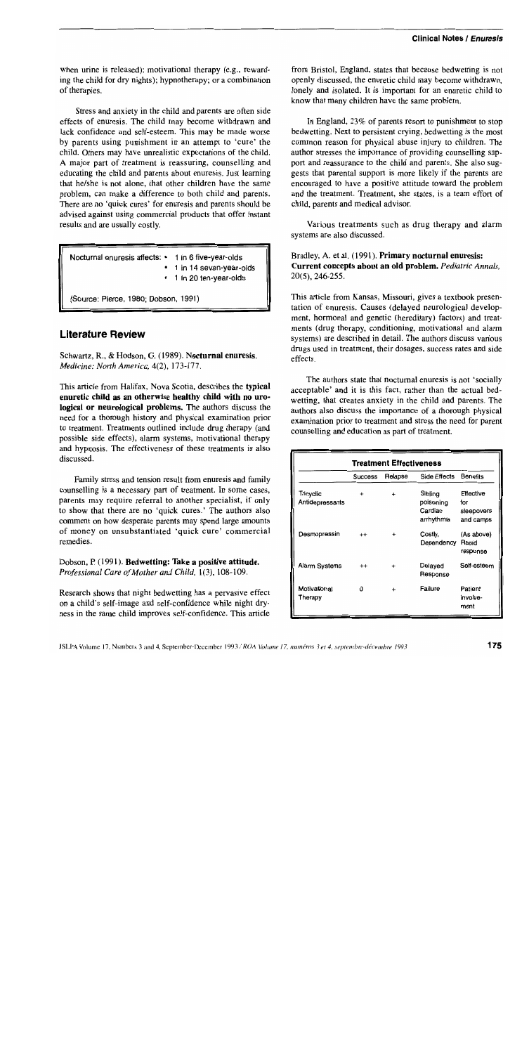when urine is released); motivational therapy (e.g., rewarding the child for dry nights); hypnotherapy; or a combination of therapies.

Stress and anxiety in the child and parents are often side effects of enuresis. The child may become withdrawn and lack confidence and self-esteem. This may be made worse by parents using punishment in an attempt to 'cure' the child. Others may have unrealistic expectations of the child. A major part of treatment is reassuring, counselling and educating the child and parents about enuresis. Just learning that he/she is not alone, that other children have the same problem, can make a difference to both child and parents. There are no 'quick cures' for enuresis and parents should be advised against using commercial products that offer instant results and are usually costly.

> Nocturnal enuresis affects:
> - 1 in 6 five-year-olds
> - 1 in 14 seven-year-olds
> - 1 in 20 ten-year-olds
>
> (Source: Pierce, 1980; Dobson, 1991)

## Literature Review

Schwartz, R., & Hodson, G. (1989). **Nocturnal enuresis.** *Medicine: North America, 4*(2), 173-177.

This article from Halifax, Nova Scotia, describes the **typical enuretic child as an otherwise healthy child with no urological or neurological problems.** The authors discuss the need for a thorough history and physical examination prior to treatment. Treatments outlined include drug therapy (and possible side effects), alarm systems, motivational therapy and hypnosis. The effectiveness of these treatments is also discussed.

Family stress and tension result from enuresis and family counselling is a necessary part of treatment. In some cases, parents may require referral to another specialist, if only to show that there are no 'quick cures.' The authors also comment on how desperate parents may spend large amounts of money on unsubstantiated 'quick cure' commercial remedies.

Dobson, P. (1991). **Bedwetting: Take a positive attitude.** *Professional Care of Mother and Child, 1*(3), 108-109.

Research shows that night bedwetting has a pervasive effect on a child's self-image and self-confidence while night dryness in the same child improves self-confidence. This article from Bristol, England, states that because bedwetting is not openly discussed, the enuretic child may become withdrawn, lonely and isolated. It is important for an enuretic child to know that many children have the same problem.

In England, 23% of parents resort to punishment to stop bedwetting. Next to persistent crying, bedwetting is the most common reason for physical abuse injury to children. The author stresses the importance of providing counselling support and reassurance to the child and parents. She also suggests that parental support is more likely if the parents are encouraged to have a positive attitude toward the problem and the treatment. Treatment, she states, is a team effort of child, parents and medical advisor.

Various treatments such as drug therapy and alarm systems are also discussed.

Bradley, A. et al. (1991). **Primary nocturnal enuresis: Current concepts about an old problem.** *Pediatric Annals, 20*(5), 246-255.

This article from Kansas, Missouri, gives a textbook presentation of enuresis. Causes (delayed neurological development, hormonal and genetic (hereditary) factors) and treatments (drug therapy, conditioning, motivational and alarm systems) are described in detail. The authors discuss various drugs used in treatment, their dosages, success rates and side effects.

The authors state that nocturnal enuresis is not 'socially acceptable' and it is this fact, rather than the actual bedwetting, that creates anxiety in the child and parents. The authors also discuss the importance of a thorough physical examination prior to treatment and stress the need for parent counselling and education as part of treatment.

**Treatment Effectiveness**

| | Success | Relapse | Side Effects | Benefits |
|---|---|---|---|---|
| Tricyclic Antidepressants | + | + | Sibling poisoning Cardiac arrhythmia | Effective for sleepovers and camps |
| Desmopressin | ++ | + | Costly, Dependency | (As above) Rapid response |
| Alarm Systems | ++ | + | Delayed Response | Self-esteem |
| Motivational Therapy | 0 | + | Failure | Patient involvement |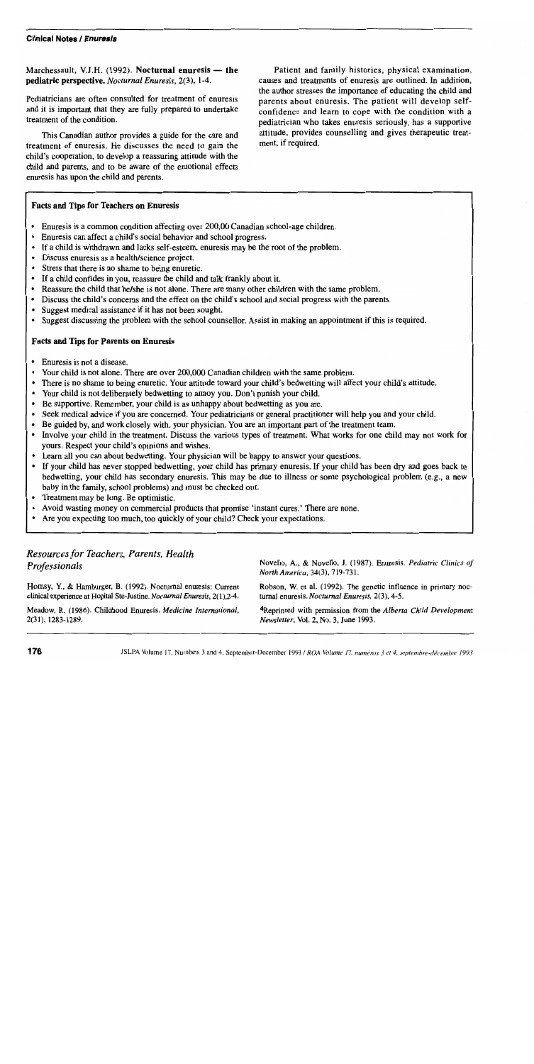Marchessault, V.J.H. (1992). **Nocturnal enuresis — the pediatric perspective.** *Nocturnal Enuresis*, 2(3), 1-4.

Pediatricians are often consulted for treatment of enuresis and it is important that they are fully prepared to undertake treatment of the condition.

This Canadian author provides a guide for the care and treatment of enuresis. He discusses the need to gain the child's cooperation, to develop a reassuring attitude with the child and parents, and to be aware of the emotional effects enuresis has upon the child and parents.

Patient and family histories, physical examination, causes and treatments of enuresis are outlined. In addition, the author stresses the importance of educating the child and parents about enuresis. The patient will develop self-confidence and learn to cope with the condition with a pediatrician who takes enuresis seriously, has a supportive attitude, provides counselling and gives therapeutic treatment, if required.

### Facts and Tips for Teachers on Enuresis

- Enuresis is a common condition affecting over 200,00 Canadian school-age children.
- Enuresis can affect a child's social behavior and school progress.
- If a child is withdrawn and lacks self-esteem, enuresis may be the root of the problem.
- Discuss enuresis as a health/science project.
- Stress that there is no shame to being enuretic.
- If a child confides in you, reassure the child and talk frankly about it.
- Reassure the child that he/she is not alone. There are many other children with the same problem.
- Discuss the child's concerns and the effect on the child's school and social progress with the parents.
- Suggest medical assistance if it has not been sought.
- Suggest discussing the problem with the school counsellor. Assist in making an appointment if this is required.

### Facts and Tips for Parents on Enuresis

- Enuresis is not a disease.
- Your child is not alone. There are over 200,000 Canadian children with the same problem.
- There is no shame to being enuretic. Your attitude toward your child's bedwetting will affect your child's attitude.
- Your child is not deliberately bedwetting to annoy you. Don't punish your child.
- Be supportive. Remember, your child is as unhappy about bedwetting as you are.
- Seek medical advice if you are concerned. Your pediatricians or general practitioner will help you and your child.
- Be guided by, and work closely with, your physician. You are an important part of the treatment team.
- Involve your child in the treatment. Discuss the various types of treatment. What works for one child may not work for yours. Respect your child's opinions and wishes.
- Learn all you can about bedwetting. Your physician will be happy to answer your questions.
- If your child has never stopped bedwetting, your child has primary enuresis. If your child has been dry and goes back to bedwetting, your child has secondary enuresis. This may be due to illness or some psychological problem (e.g., a new baby in the family, school problems) and must be checked out.
- Treatment may be long. Be optimistic.
- Avoid wasting money on commercial products that promise 'instant cures.' There are none.
- Are you expecting too much, too quickly of your child? Check your expectations.

## *Resources for Teachers, Parents, Health Professionals*

Homsy, Y., & Hamburger, B. (1992). Nocturnal enuresis: Current clinical experience at Hopital Ste-Justine. *Nocturnal Enuresis*, 2(1),2-4.

Meadow, R. (1986). Childhood Enuresis. *Medicine International*, 2(31), 1283-1289.

Novello, A., & Novello, J. (1987). Enuresis. *Pediatric Clinics of North America*, 34(3), 719-731.

Robson, W. et al. (1992). The genetic influence in primary nocturnal enuresis. *Nocturnal Enuresis*, 2(3), 4-5.

[a]Reprinted with permission from the *Alberta Child Development Newsletter*, Vol. 2, No. 3, June 1993.